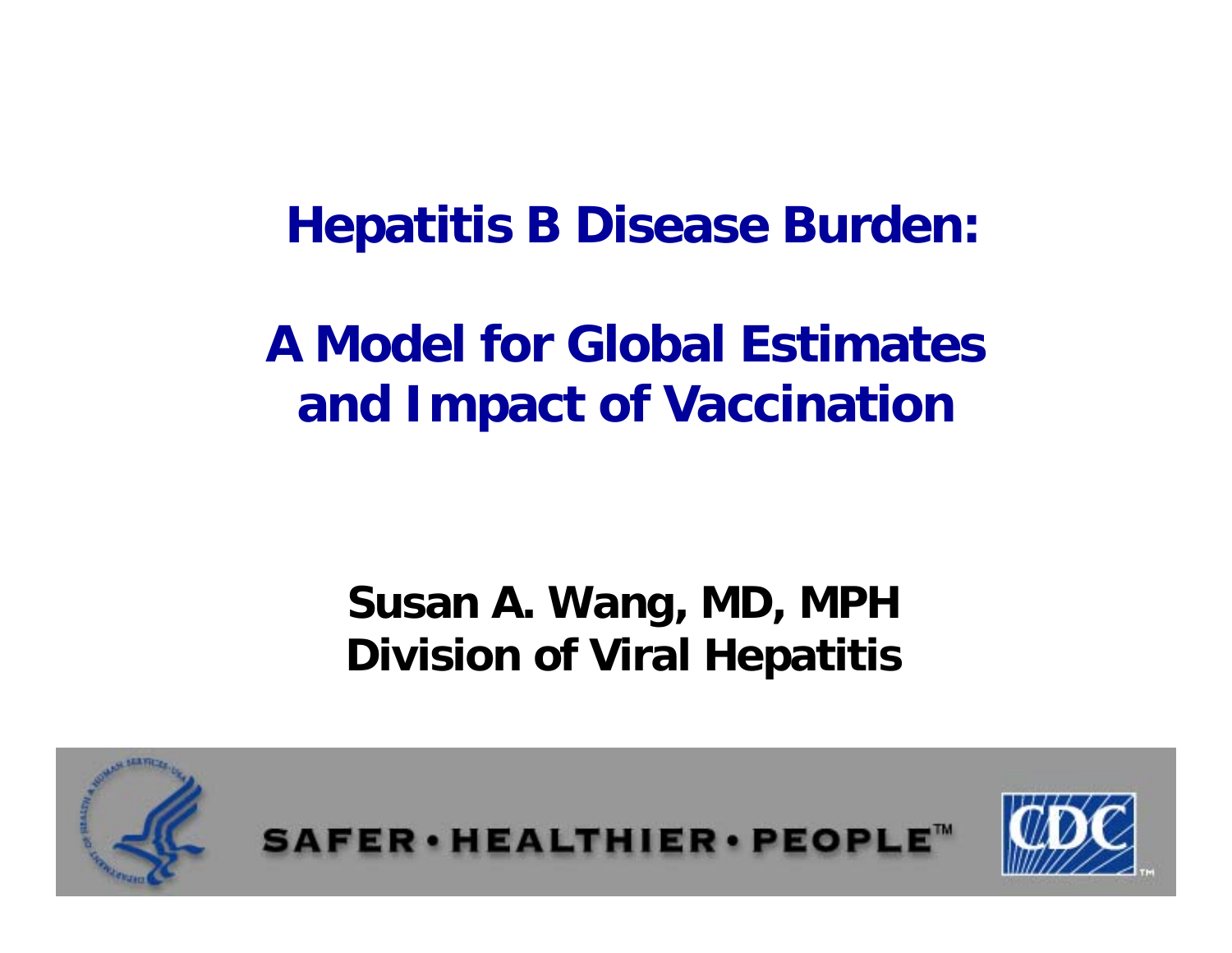# Hepatitis B Disease Burden:

## A Model for Global Estimates and Impact of Vaccination

**Susan A. Wang, MD, MPH**
**Division of Viral Hepatitis**

SAFER • HEALTHIER • PEOPLE™

CDC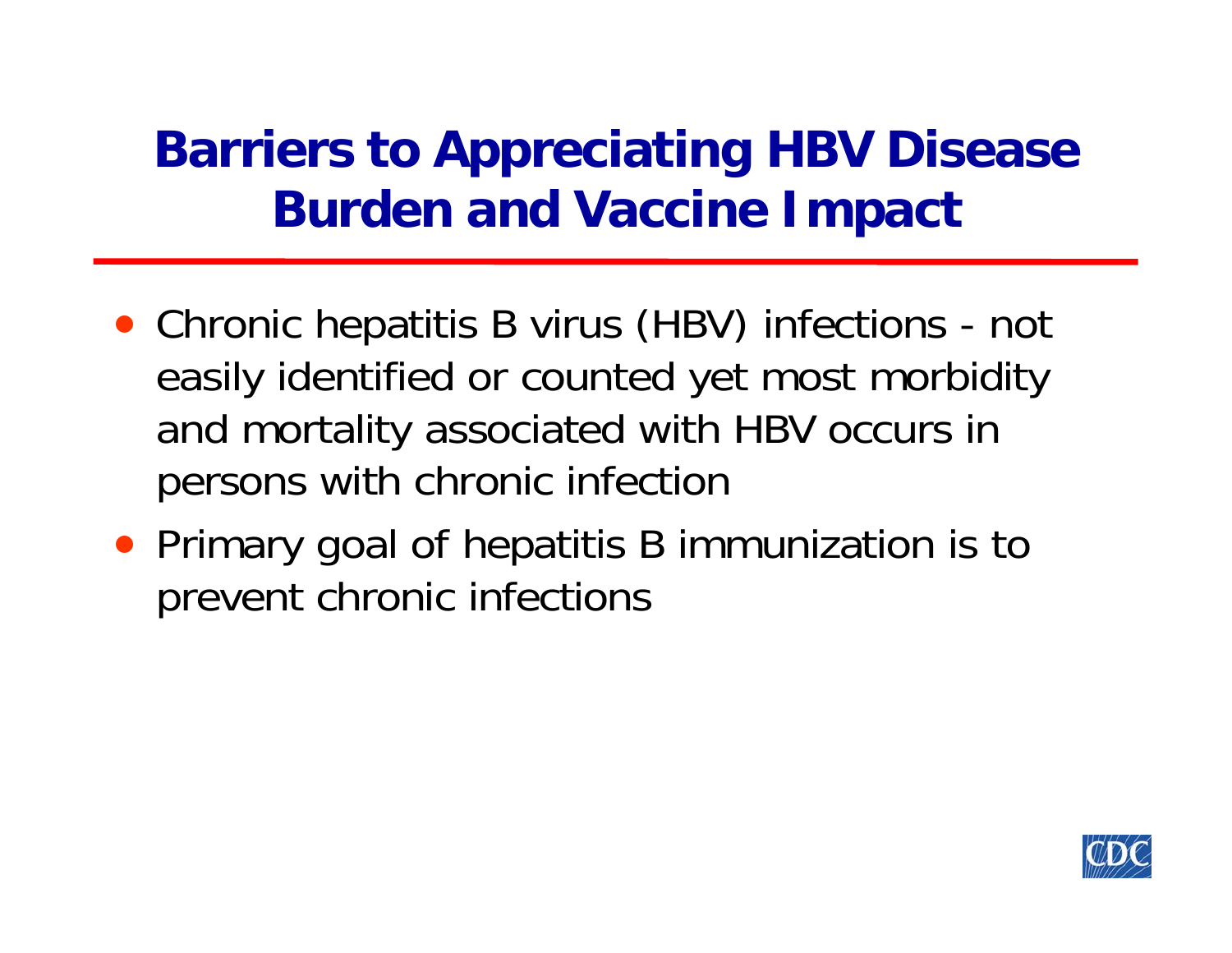# Barriers to Appreciating HBV Disease Burden and Vaccine Impact

- Chronic hepatitis B virus (HBV) infections - not easily identified or counted yet most morbidity and mortality associated with HBV occurs in persons with chronic infection
- Primary goal of hepatitis B immunization is to prevent chronic infections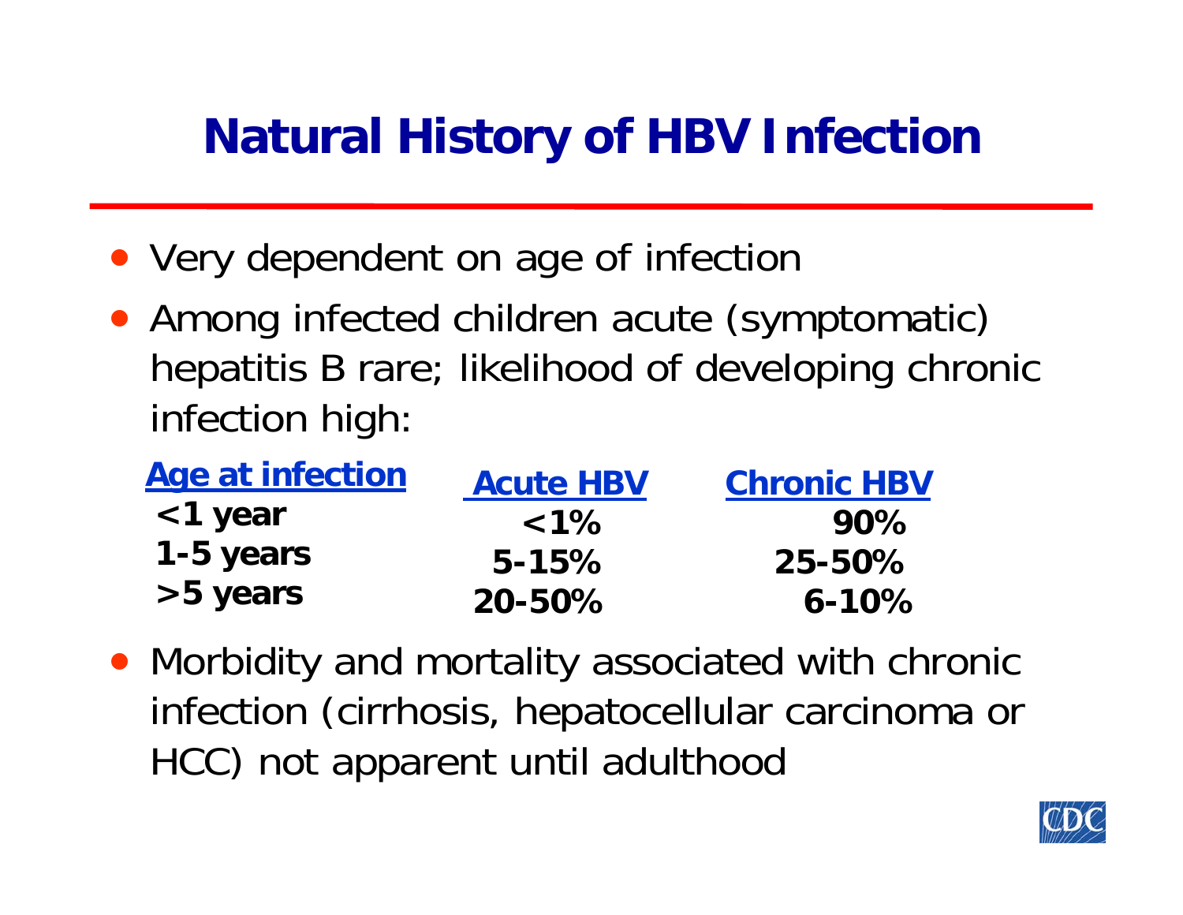# Natural History of HBV Infection

- Very dependent on age of infection
- Among infected children acute (symptomatic) hepatitis B rare; likelihood of developing chronic infection high:

| Age at infection | Acute HBV | Chronic HBV |
|---|---|---|
| <1 year | <1% | 90% |
| 1-5 years | 5-15% | 25-50% |
| >5 years | 20-50% | 6-10% |

- Morbidity and mortality associated with chronic infection (cirrhosis, hepatocellular carcinoma or HCC) not apparent until adulthood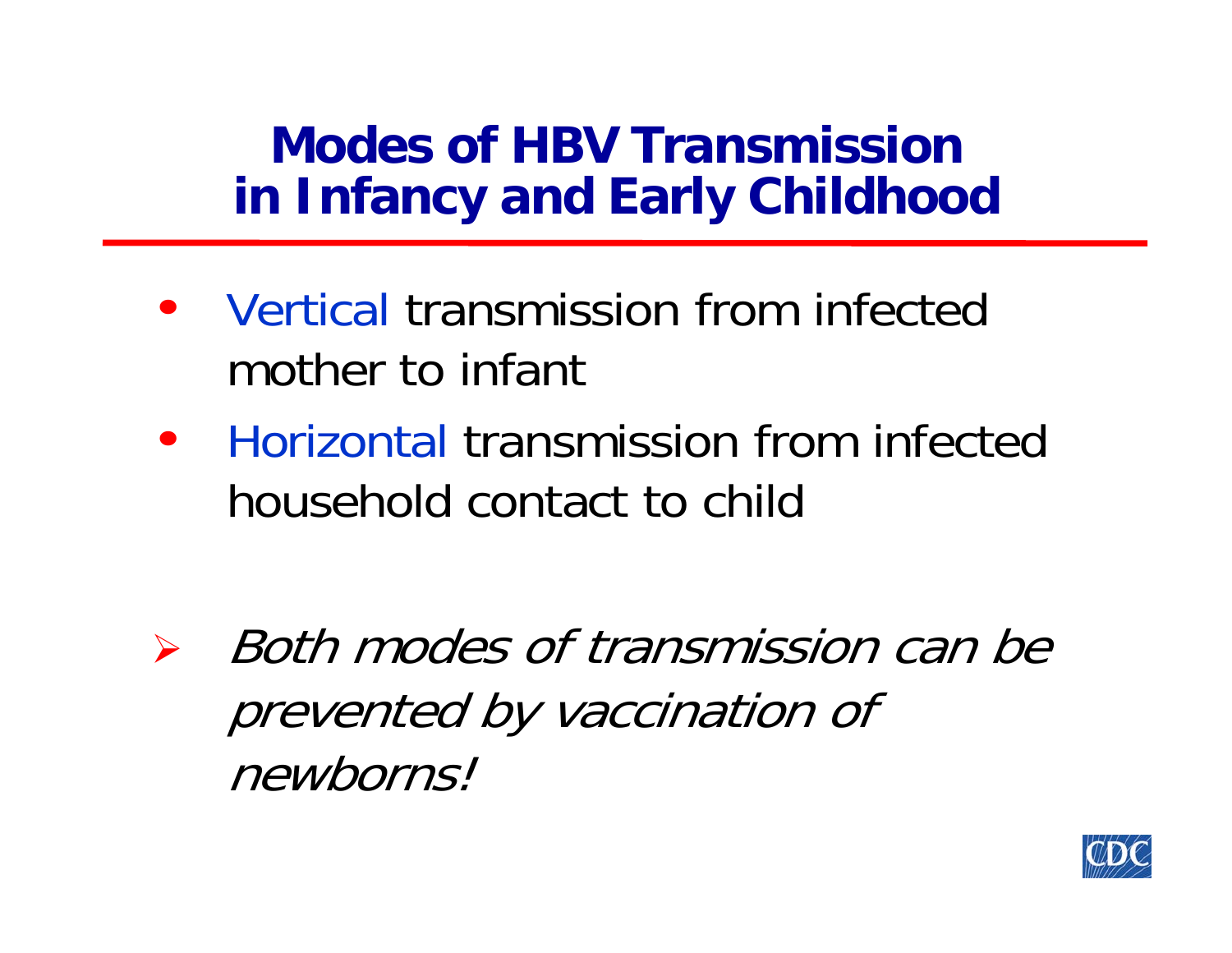# Modes of HBV Transmission in Infancy and Early Childhood

- Vertical transmission from infected mother to infant
- Horizontal transmission from infected household contact to child

> *Both modes of transmission can be prevented by vaccination of newborns!*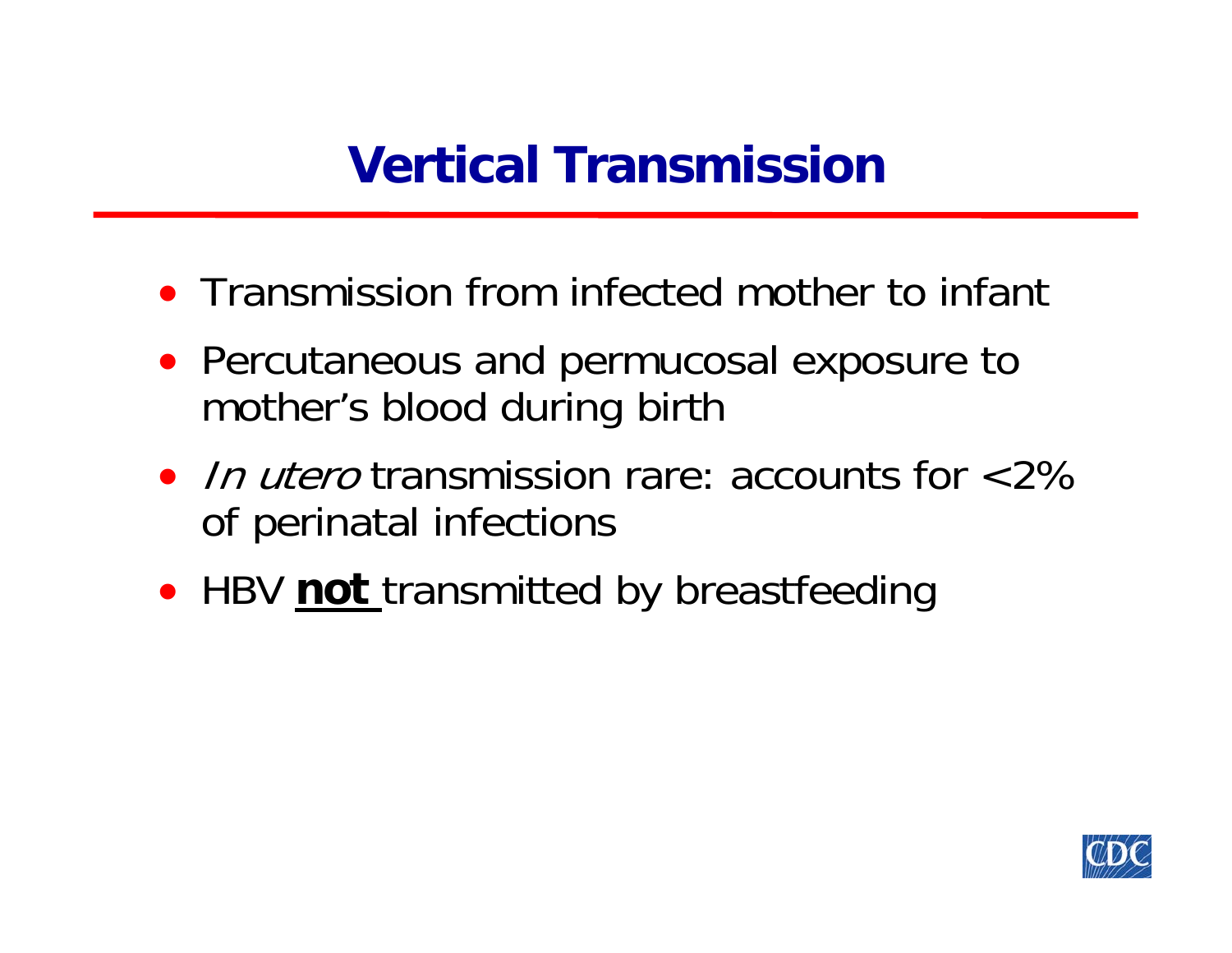# Vertical Transmission

- Transmission from infected mother to infant
- Percutaneous and permucosal exposure to mother's blood during birth
- *In utero* transmission rare: accounts for <2% of perinatal infections
- HBV **not** transmitted by breastfeeding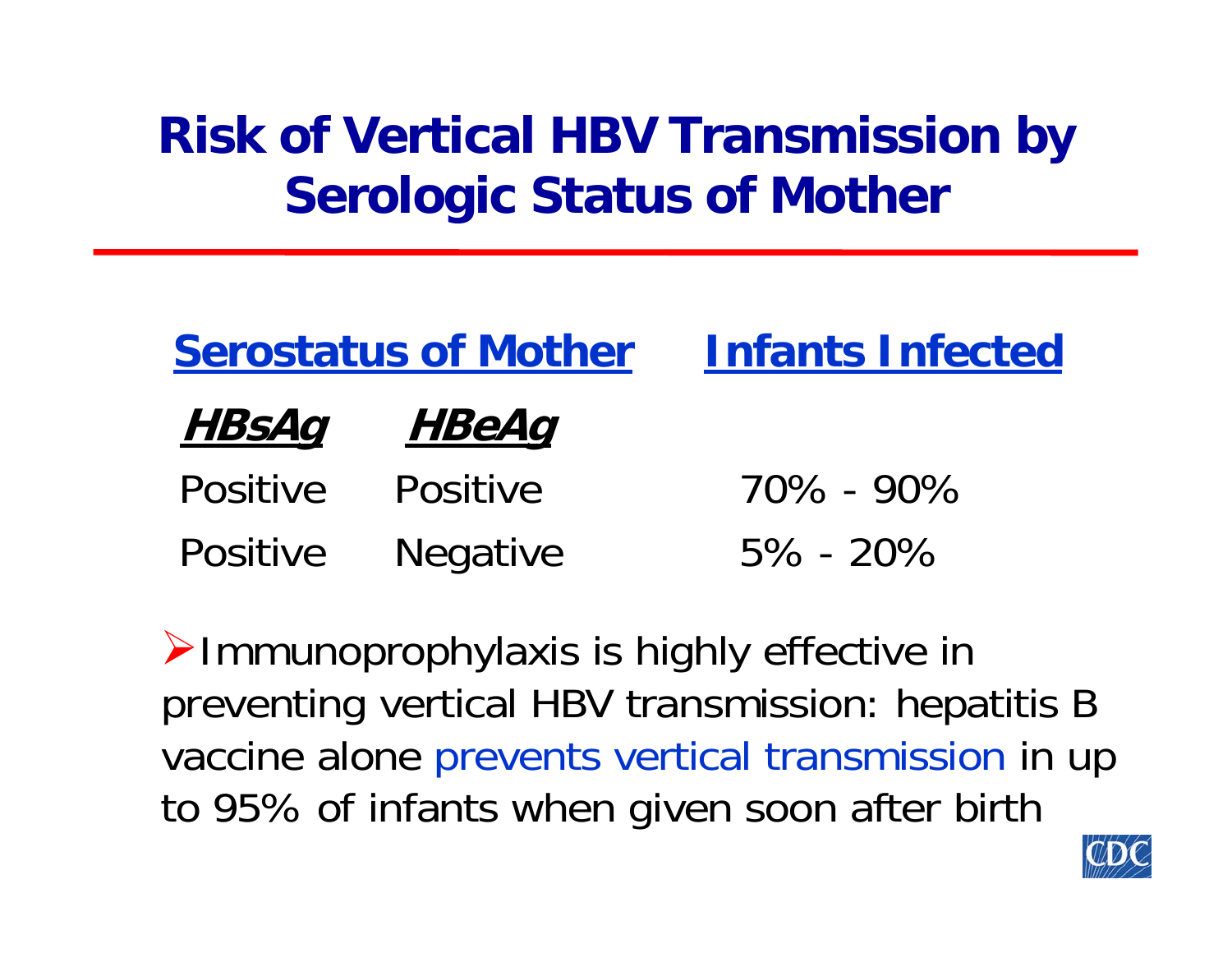# Risk of Vertical HBV Transmission by Serologic Status of Mother

| Serostatus of Mother | | Infants Infected |
|---|---|---|
| **HBsAg** | **HBeAg** | |
| Positive | Positive | 70% - 90% |
| Positive | Negative | 5% - 20% |

- Immunoprophylaxis is highly effective in preventing vertical HBV transmission: hepatitis B vaccine alone prevents vertical transmission in up to 95% of infants when given soon after birth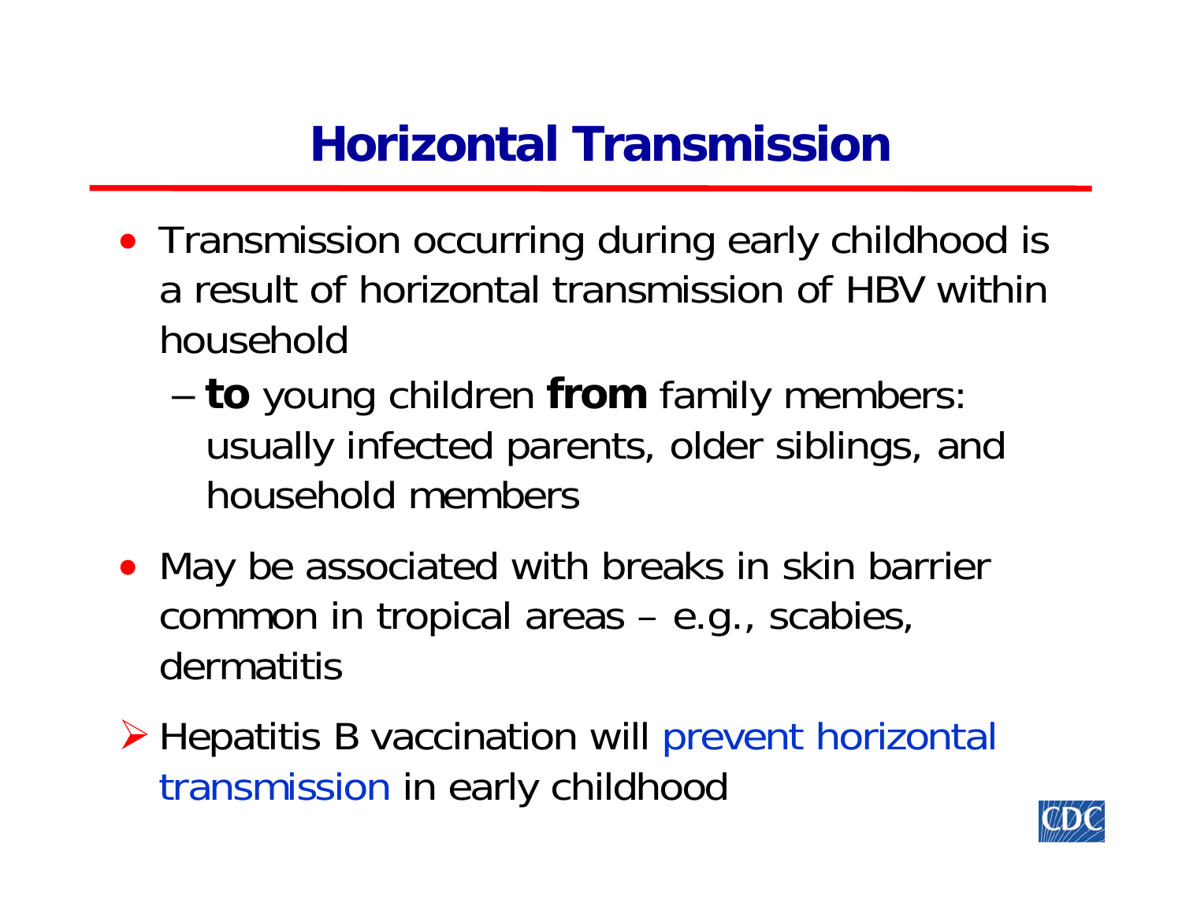# Horizontal Transmission

- Transmission occurring during early childhood is a result of horizontal transmission of HBV within household
  - **to** young children **from** family members: usually infected parents, older siblings, and household members
- May be associated with breaks in skin barrier common in tropical areas – e.g., scabies, dermatitis

➢ Hepatitis B vaccination will prevent horizontal transmission in early childhood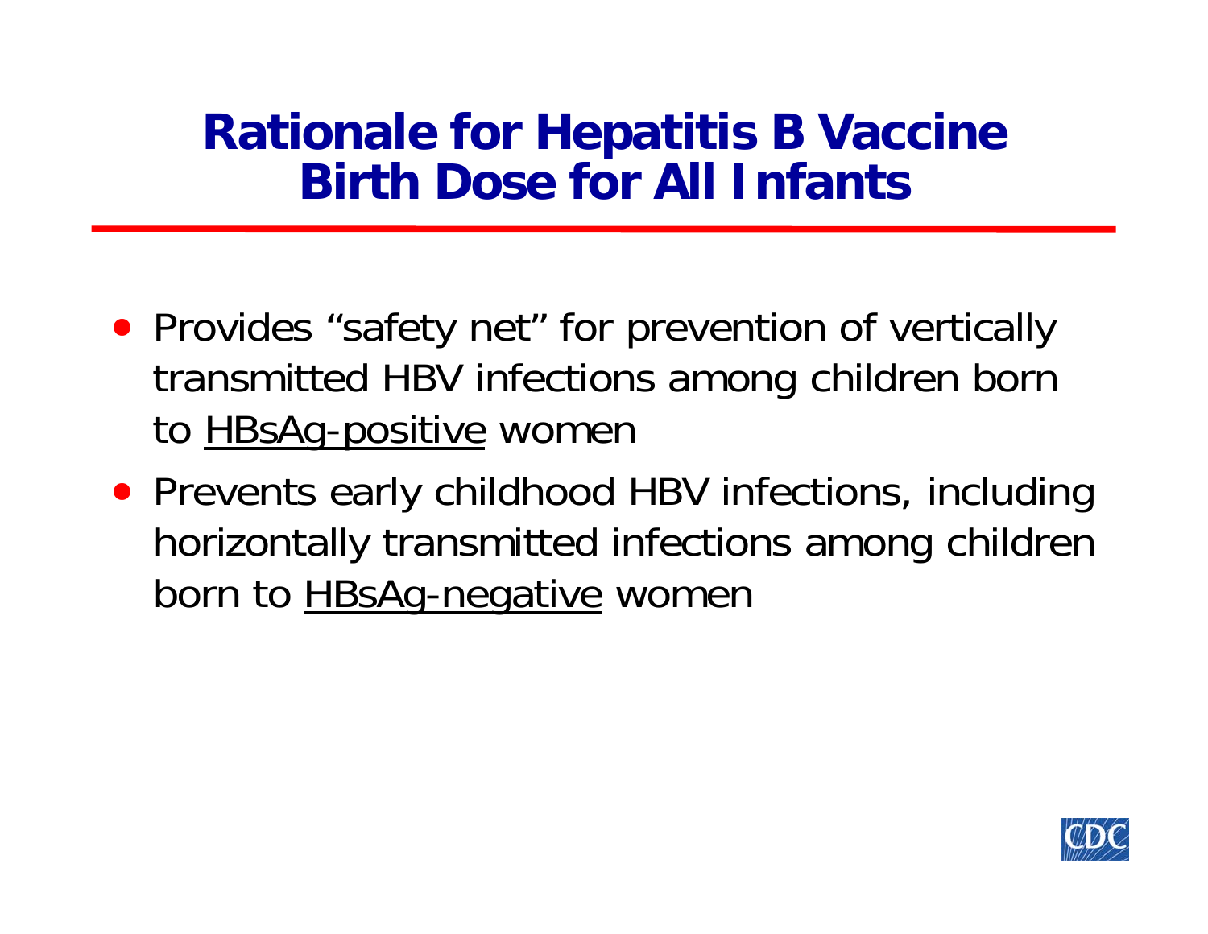# Rationale for Hepatitis B Vaccine Birth Dose for All Infants

- Provides "safety net" for prevention of vertically transmitted HBV infections among children born to <u>HBsAg-positive</u> women
- Prevents early childhood HBV infections, including horizontally transmitted infections among children born to <u>HBsAg-negative</u> women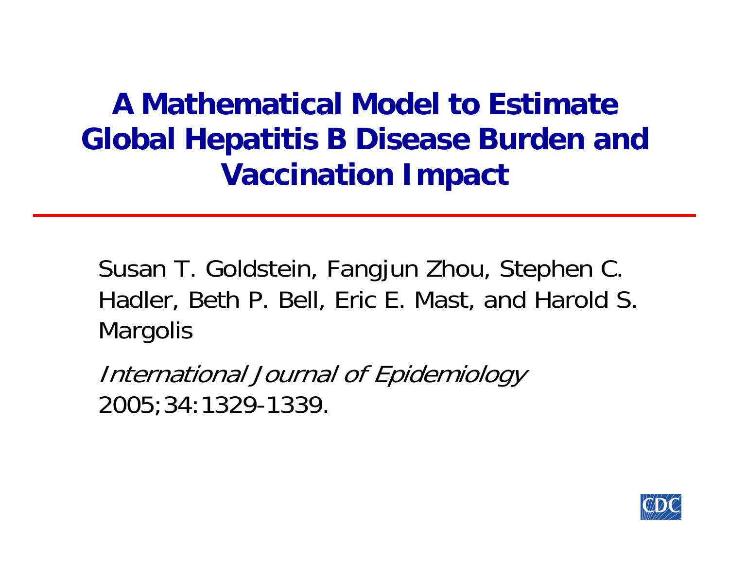# A Mathematical Model to Estimate Global Hepatitis B Disease Burden and Vaccination Impact

Susan T. Goldstein, Fangjun Zhou, Stephen C. Hadler, Beth P. Bell, Eric E. Mast, and Harold S. Margolis

*International Journal of Epidemiology* 2005;34:1329-1339.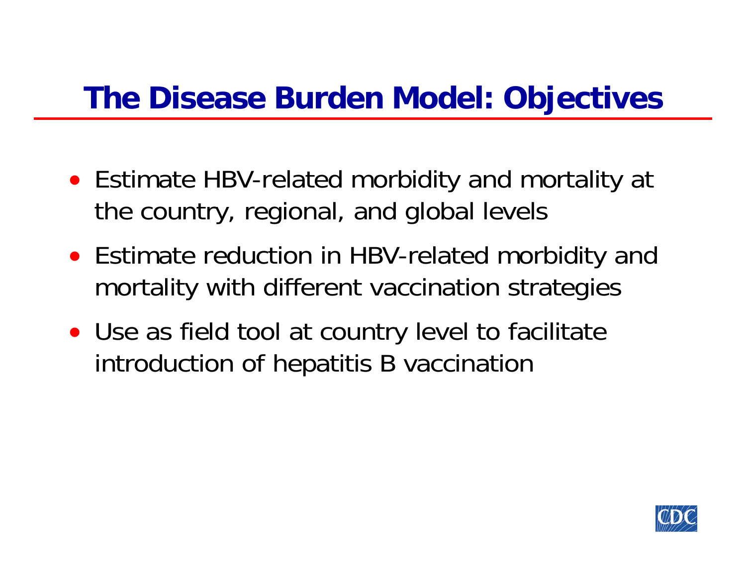# The Disease Burden Model: Objectives

- Estimate HBV-related morbidity and mortality at the country, regional, and global levels
- Estimate reduction in HBV-related morbidity and mortality with different vaccination strategies
- Use as field tool at country level to facilitate introduction of hepatitis B vaccination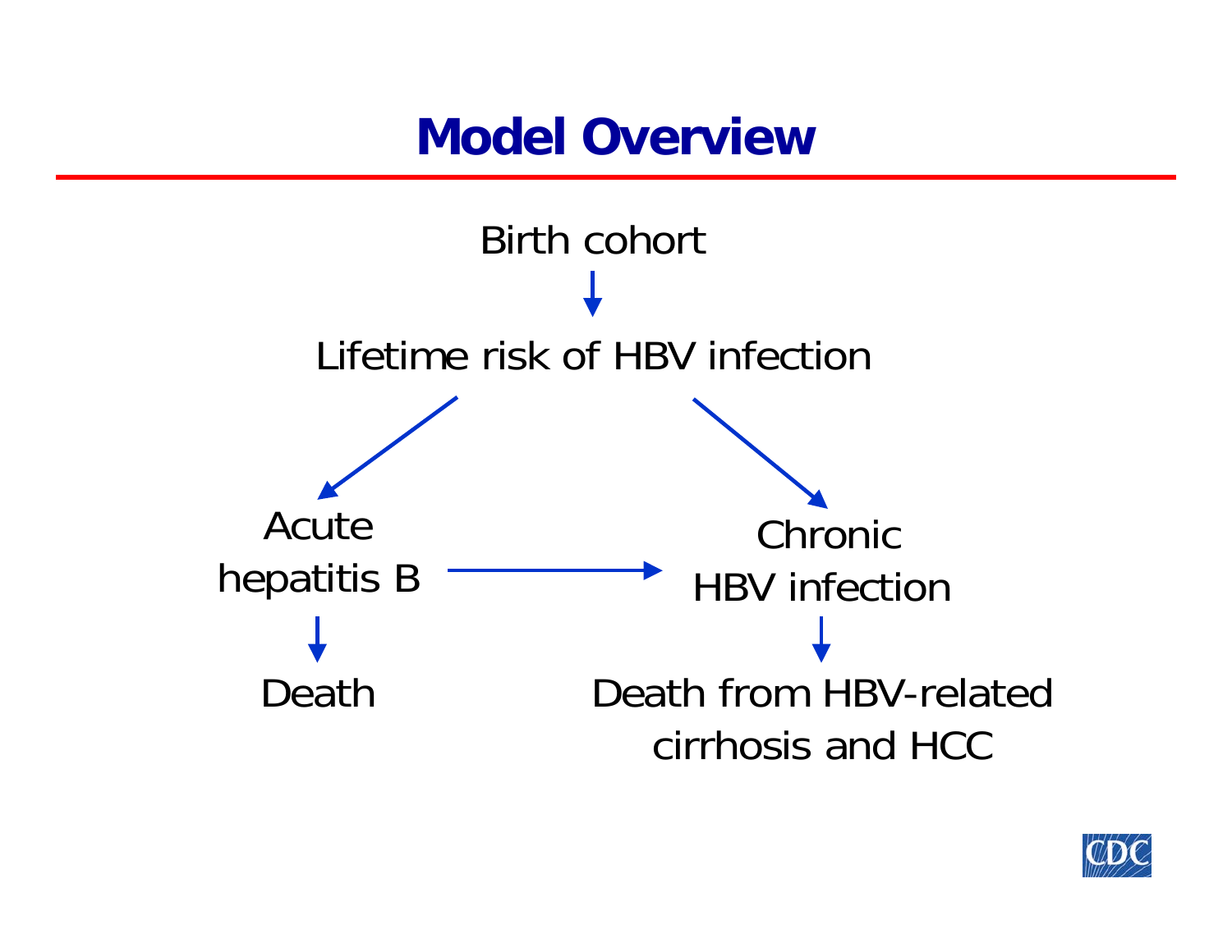# Model Overview

Birth cohort

↓

Lifetime risk of HBV infection

↙ ↘

Acute hepatitis B → Chronic HBV infection

↓ ↓

Death | Death from HBV-related cirrhosis and HCC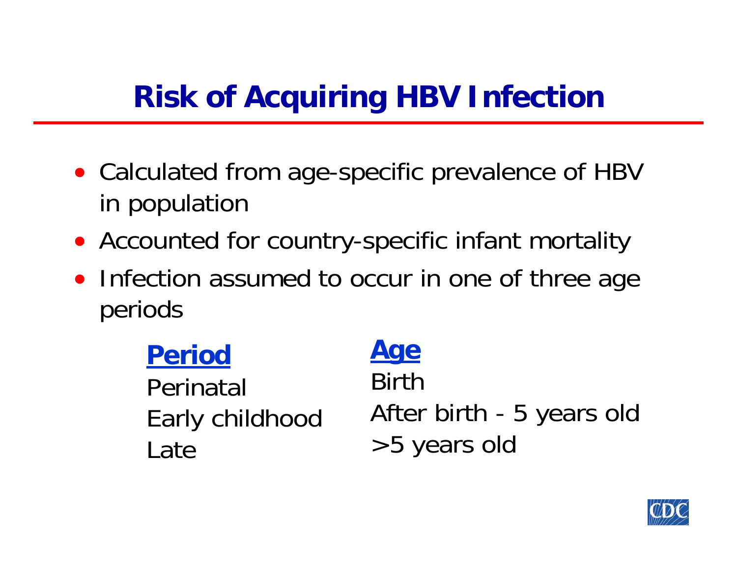# Risk of Acquiring HBV Infection

- Calculated from age-specific prevalence of HBV in population
- Accounted for country-specific infant mortality
- Infection assumed to occur in one of three age periods

| Period | Age |
|---|---|
| Perinatal | Birth |
| Early childhood | After birth - 5 years old |
| Late | >5 years old |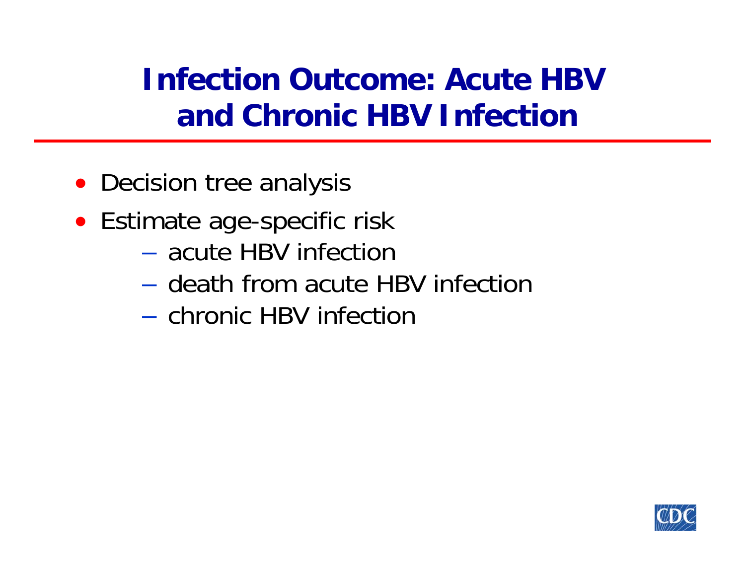# Infection Outcome: Acute HBV and Chronic HBV Infection

- Decision tree analysis
- Estimate age-specific risk
  - acute HBV infection
  - death from acute HBV infection
  - chronic HBV infection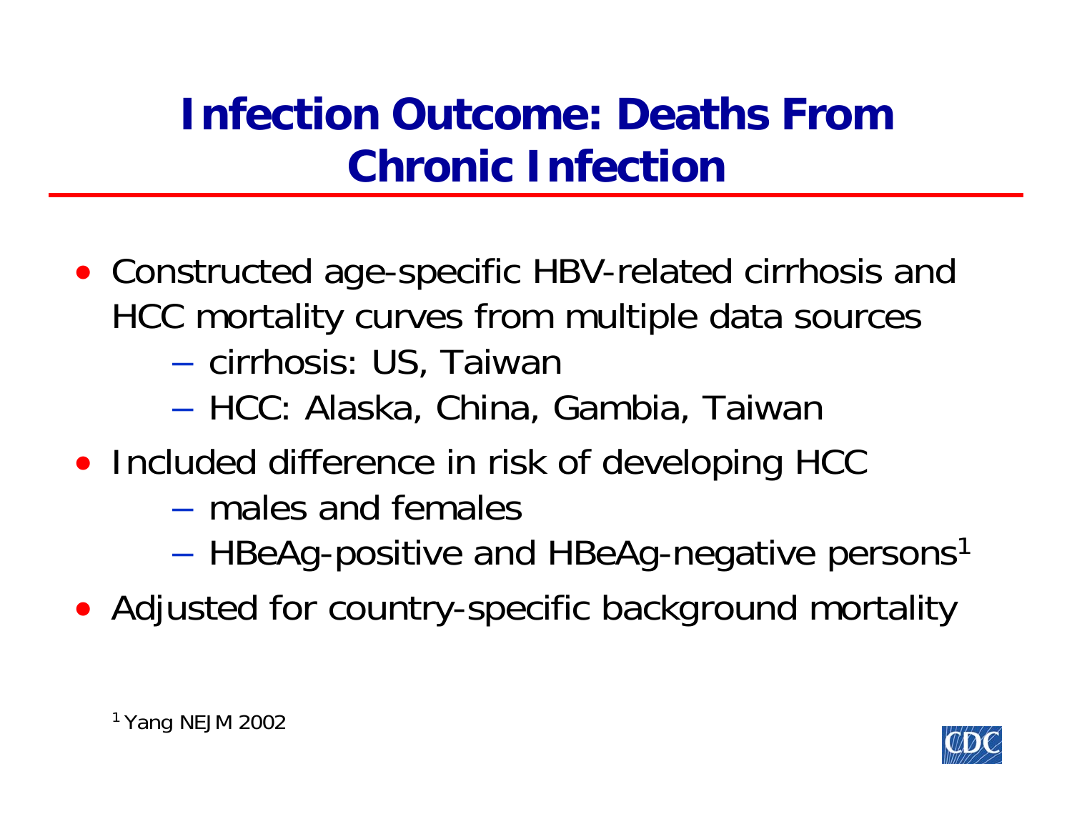# Infection Outcome: Deaths From Chronic Infection

- Constructed age-specific HBV-related cirrhosis and HCC mortality curves from multiple data sources
  - cirrhosis: US, Taiwan
  - HCC: Alaska, China, Gambia, Taiwan
- Included difference in risk of developing HCC
  - males and females
  - HBeAg-positive and HBeAg-negative persons[1]
- Adjusted for country-specific background mortality

[1] Yang NEJM 2002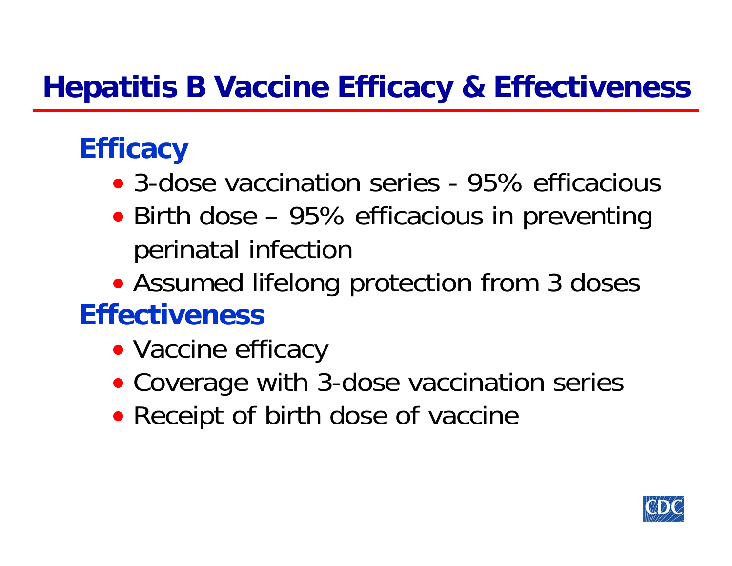# Hepatitis B Vaccine Efficacy & Effectiveness

## Efficacy

- 3-dose vaccination series - 95% efficacious
- Birth dose – 95% efficacious in preventing perinatal infection
- Assumed lifelong protection from 3 doses

## Effectiveness

- Vaccine efficacy
- Coverage with 3-dose vaccination series
- Receipt of birth dose of vaccine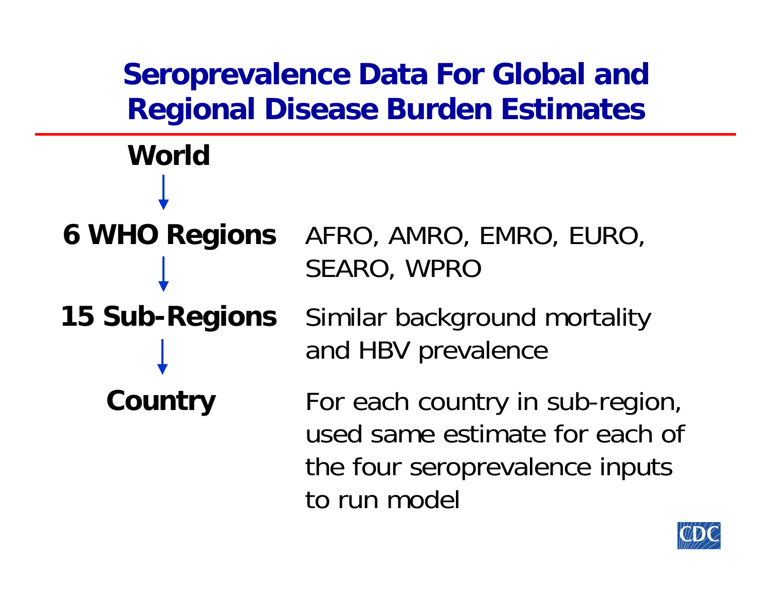# Seroprevalence Data For Global and Regional Disease Burden Estimates

**World**

↓

**6 WHO Regions** — AFRO, AMRO, EMRO, EURO, SEARO, WPRO

↓

**15 Sub-Regions** — Similar background mortality and HBV prevalence

↓

**Country** — For each country in sub-region, used same estimate for each of the four seroprevalence inputs to run model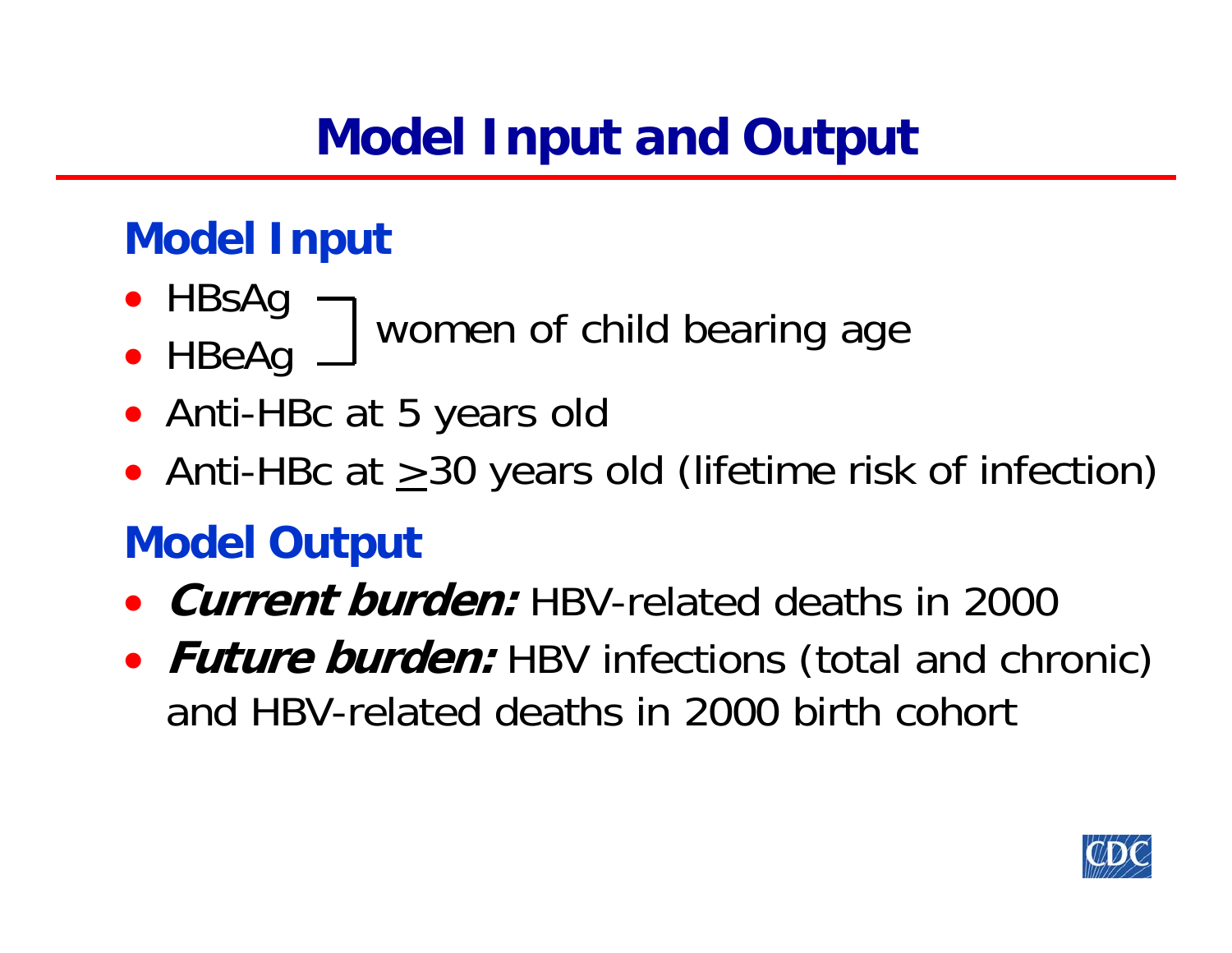# Model Input and Output

## Model Input

- HBsAg
- HBeAg

]  women of child bearing age

- Anti-HBc at 5 years old
- Anti-HBc at $\geq$30 years old (lifetime risk of infection)

## Model Output

- ***Current burden:*** HBV-related deaths in 2000
- ***Future burden:*** HBV infections (total and chronic) and HBV-related deaths in 2000 birth cohort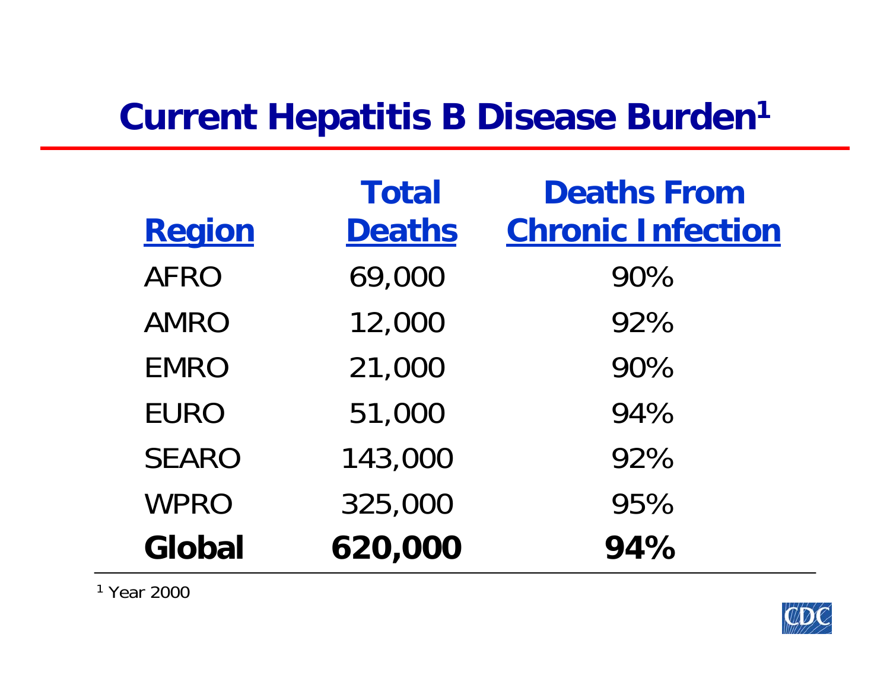# Current Hepatitis B Disease Burden[1]

| Region | Total Deaths | Deaths From Chronic Infection |
|---|---|---|
| AFRO | 69,000 | 90% |
| AMRO | 12,000 | 92% |
| EMRO | 21,000 | 90% |
| EURO | 51,000 | 94% |
| SEARO | 143,000 | 92% |
| WPRO | 325,000 | 95% |
| **Global** | **620,000** | **94%** |

[1] Year 2000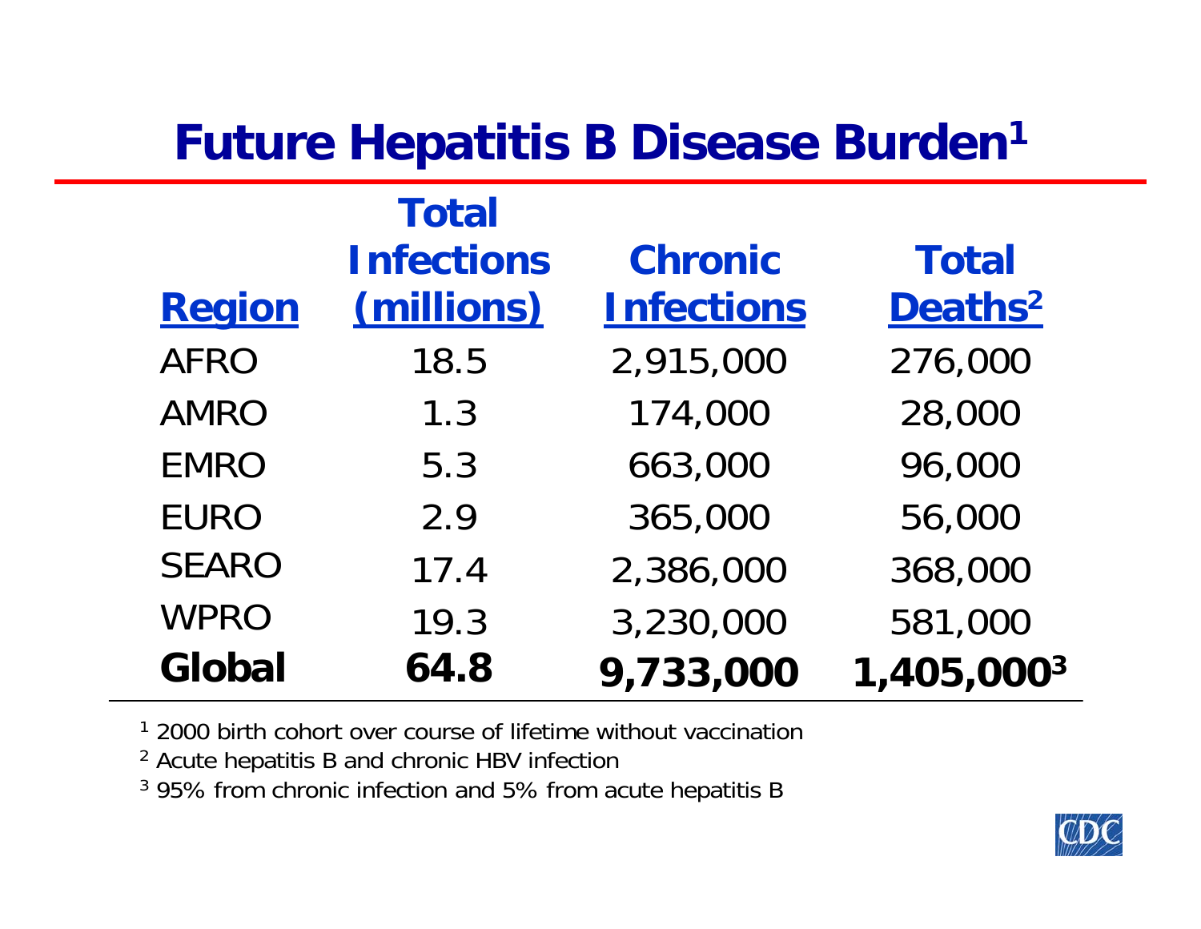# Future Hepatitis B Disease Burden[1]

| Region | Total Infections (millions) | Chronic Infections | Total Deaths[2] |
|---|---|---|---|
| AFRO | 18.5 | 2,915,000 | 276,000 |
| AMRO | 1.3 | 174,000 | 28,000 |
| EMRO | 5.3 | 663,000 | 96,000 |
| EURO | 2.9 | 365,000 | 56,000 |
| SEARO | 17.4 | 2,386,000 | 368,000 |
| WPRO | 19.3 | 3,230,000 | 581,000 |
| **Global** | **64.8** | **9,733,000** | **1,405,000[3]** |

[1] 2000 birth cohort over course of lifetime without vaccination

[2] Acute hepatitis B and chronic HBV infection

[3] 95% from chronic infection and 5% from acute hepatitis B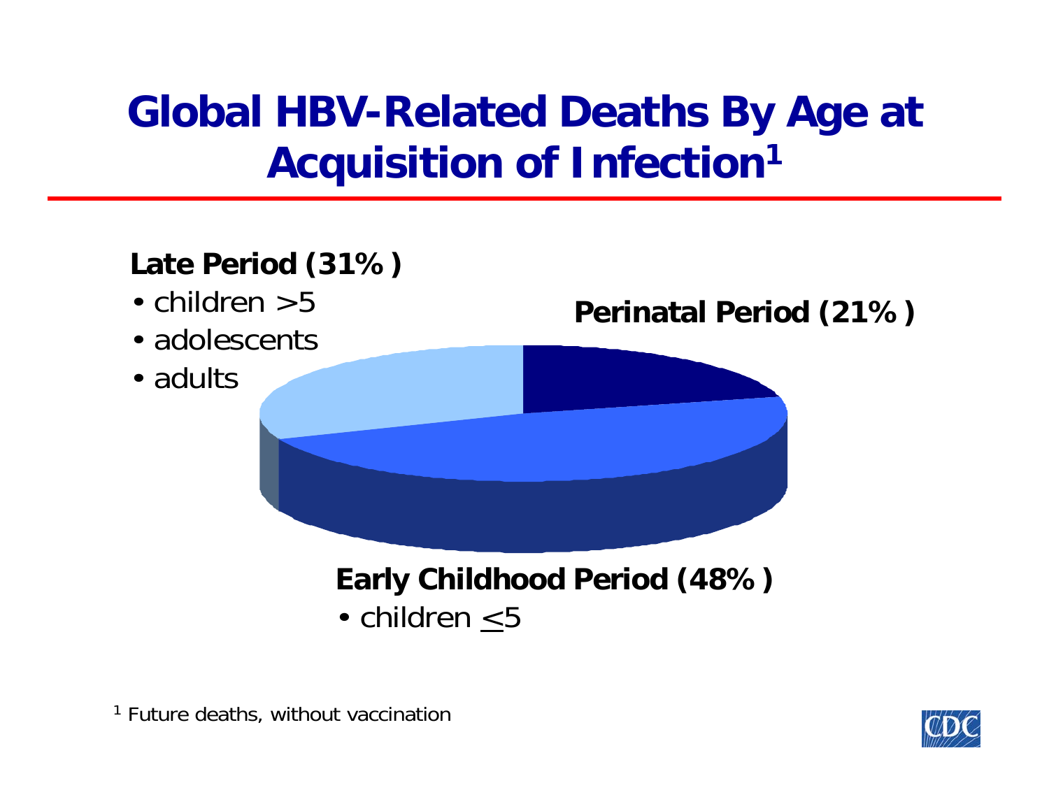# Global HBV-Related Deaths By Age at Acquisition of Infection[1]

**Late Period (31%)**

- children >5
- adolescents
- adults

**Perinatal Period (21%)**

**Early Childhood Period (48%)**

- children ≤5

[1] Future deaths, without vaccination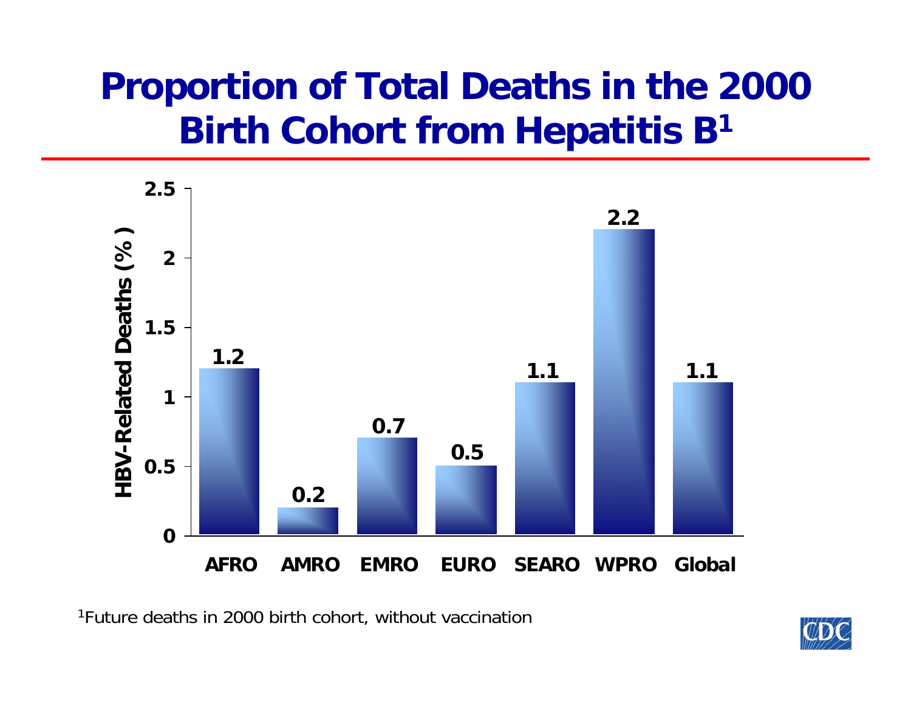# Proportion of Total Deaths in the 2000 Birth Cohort from Hepatitis B[1]

| Region | HBV-Related Deaths (%) |
|---|---|
| AFRO | 1.2 |
| AMRO | 0.2 |
| EMRO | 0.7 |
| EURO | 0.5 |
| SEARO | 1.1 |
| WPRO | 2.2 |
| Global | 1.1 |

[1]Future deaths in 2000 birth cohort, without vaccination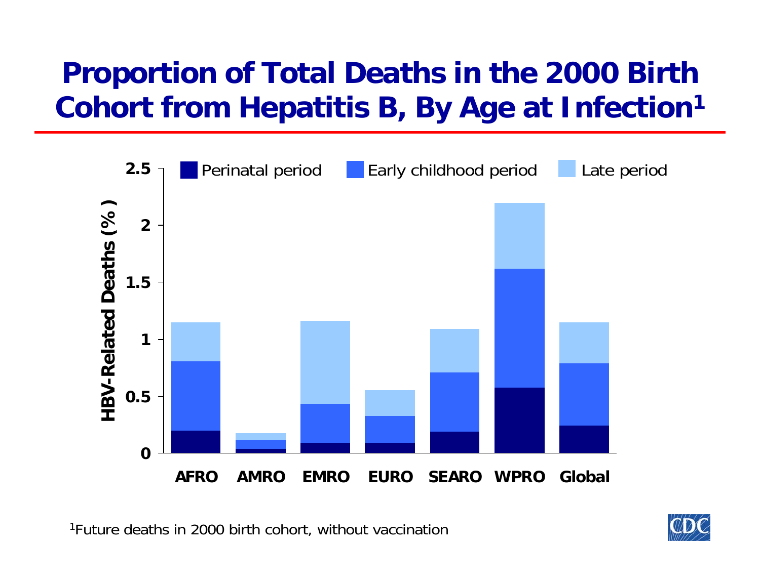# Proportion of Total Deaths in the 2000 Birth Cohort from Hepatitis B, By Age at Infection[1]

HBV-Related Deaths (%)

Perinatal period | Early childhood period | Late period

AFRO | AMRO | EMRO | EURO | SEARO | WPRO | Global

[1]Future deaths in 2000 birth cohort, without vaccination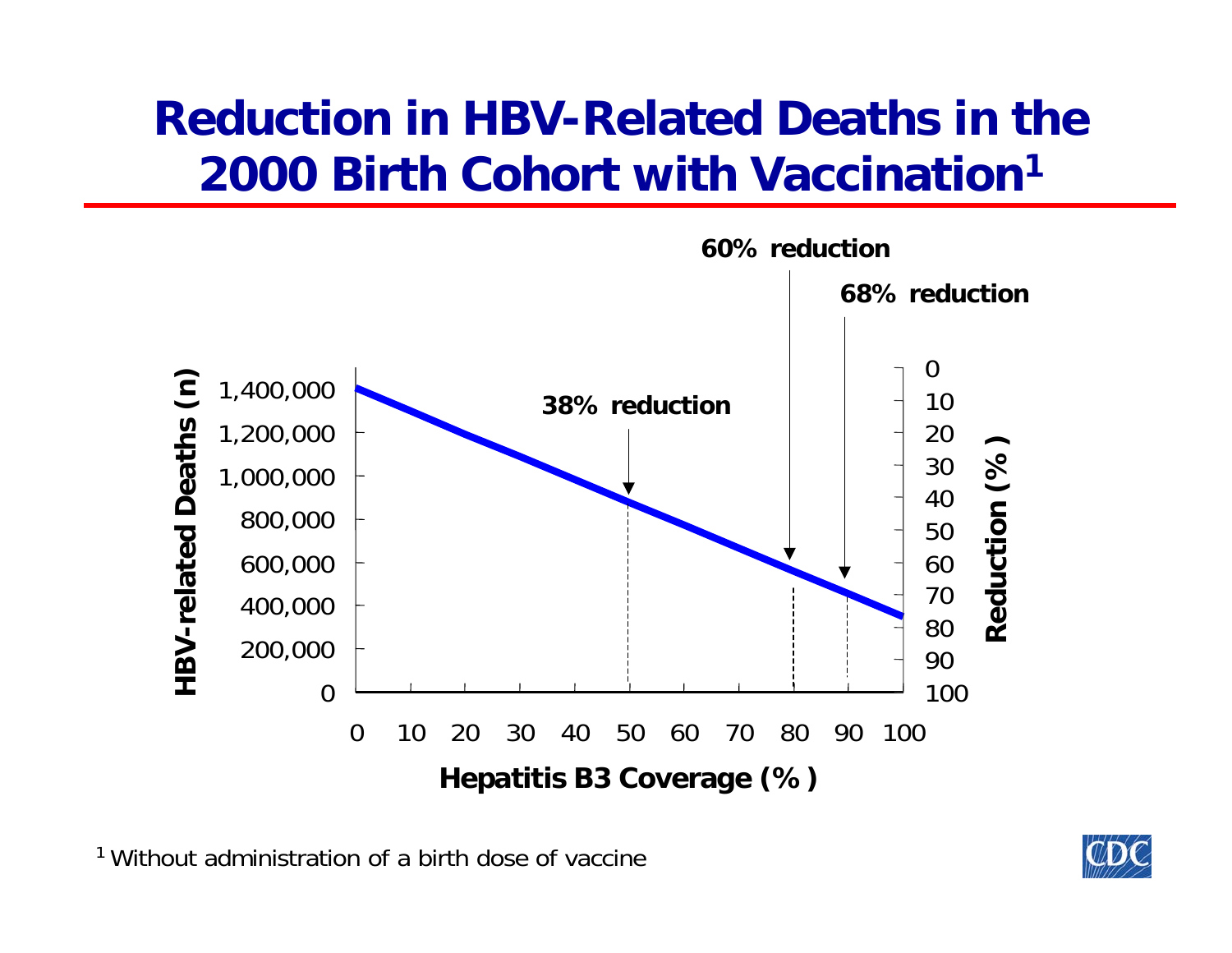# Reduction in HBV-Related Deaths in the 2000 Birth Cohort with Vaccination[1]

**60% reduction**

**68% reduction**

**38% reduction**

HBV-related Deaths (n): 0, 200,000, 400,000, 600,000, 800,000, 1,000,000, 1,200,000, 1,400,000

Reduction (%): 0, 10, 20, 30, 40, 50, 60, 70, 80, 90, 100

Hepatitis B3 Coverage (%): 0, 10, 20, 30, 40, 50, 60, 70, 80, 90, 100

[1] Without administration of a birth dose of vaccine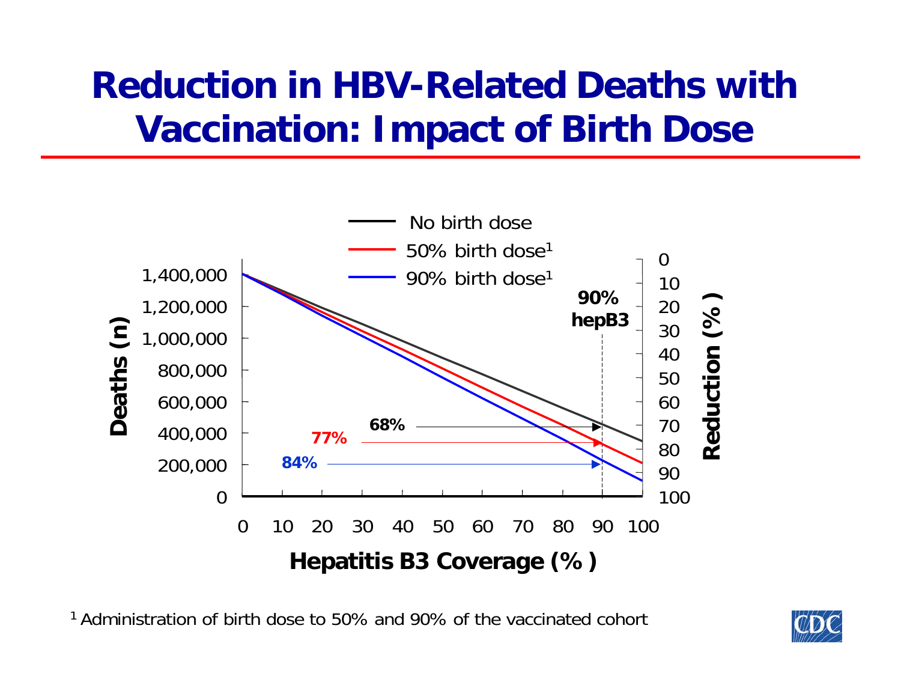# Reduction in HBV-Related Deaths with Vaccination: Impact of Birth Dose

- No birth dose
- 50% birth dose[1]
- 90% birth dose[1]

Deaths (n): 0, 200,000, 400,000, 600,000, 800,000, 1,000,000, 1,200,000, 1,400,000

Reduction (%): 0, 10, 20, 30, 40, 50, 60, 70, 80, 90, 100

Hepatitis B3 Coverage (%): 0, 10, 20, 30, 40, 50, 60, 70, 80, 90, 100

**90% hepB3**

**68%**

**77%**

**84%**

[1] Administration of birth dose to 50% and 90% of the vaccinated cohort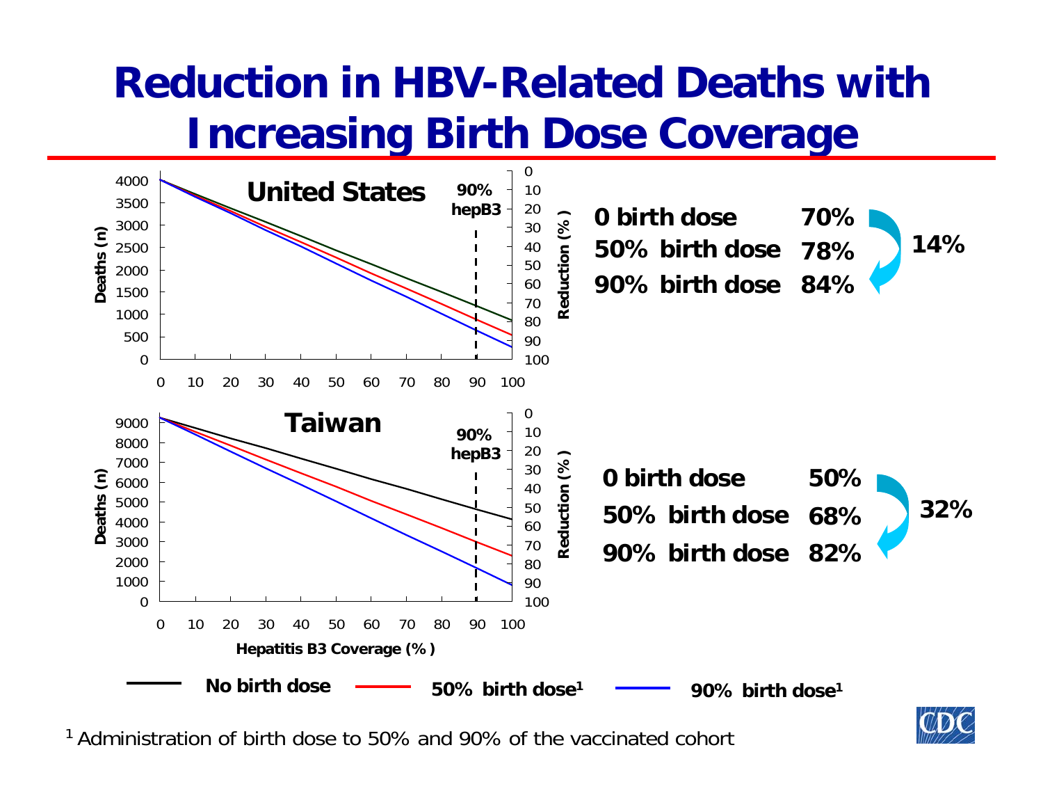# Reduction in HBV-Related Deaths with Increasing Birth Dose Coverage

**United States**

| | Reduction |
|---|---|
| 0 birth dose | 70% |
| 50% birth dose | 78% |
| 90% birth dose | 84% |

**14%**

**Taiwan**

| | Reduction |
|---|---|
| 0 birth dose | 50% |
| 50% birth dose | 68% |
| 90% birth dose | 82% |

**32%**

Hepatitis B3 Coverage (%)

No birth dose — 50% birth dose[1] — 90% birth dose[1]

[1] Administration of birth dose to 50% and 90% of the vaccinated cohort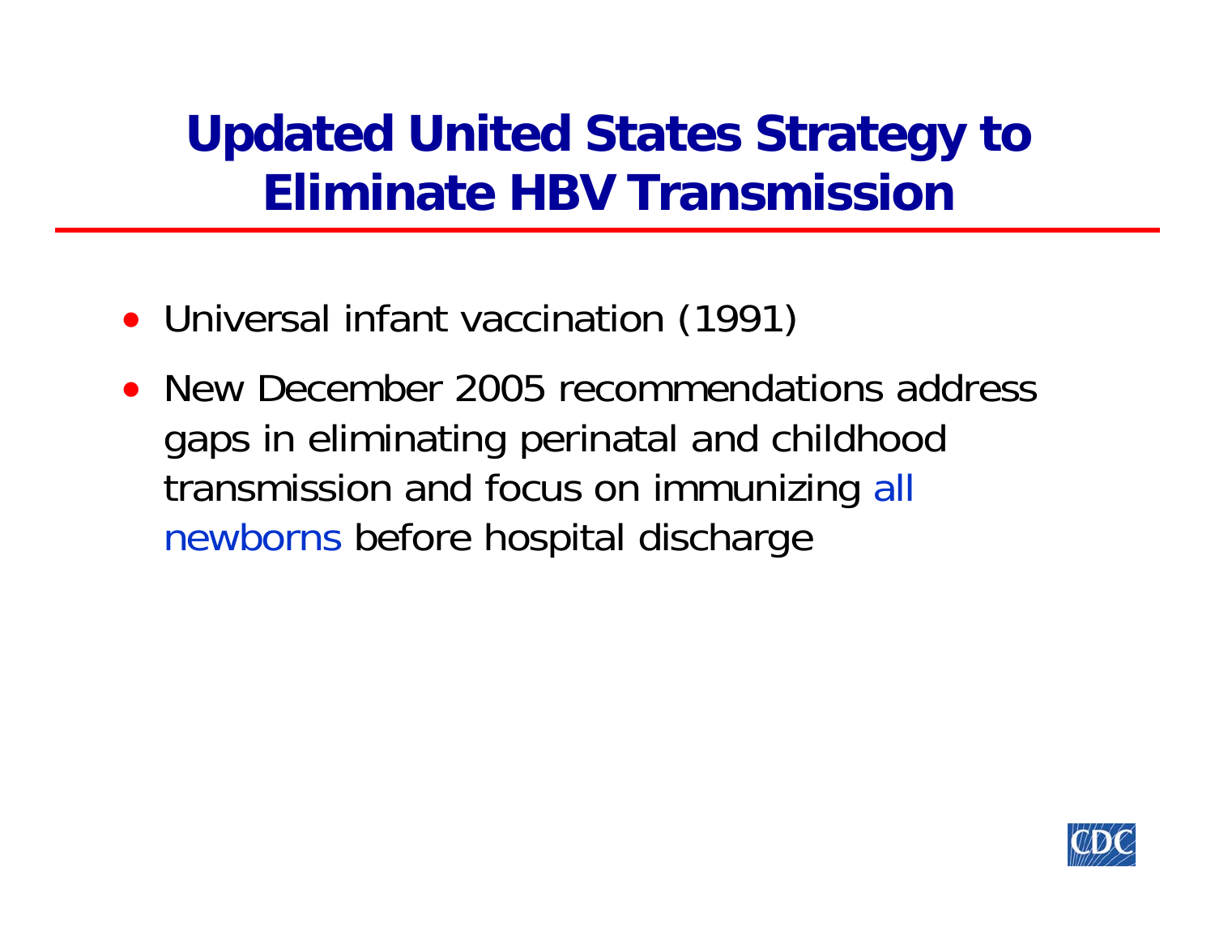# Updated United States Strategy to Eliminate HBV Transmission

- Universal infant vaccination (1991)
- New December 2005 recommendations address gaps in eliminating perinatal and childhood transmission and focus on immunizing all newborns before hospital discharge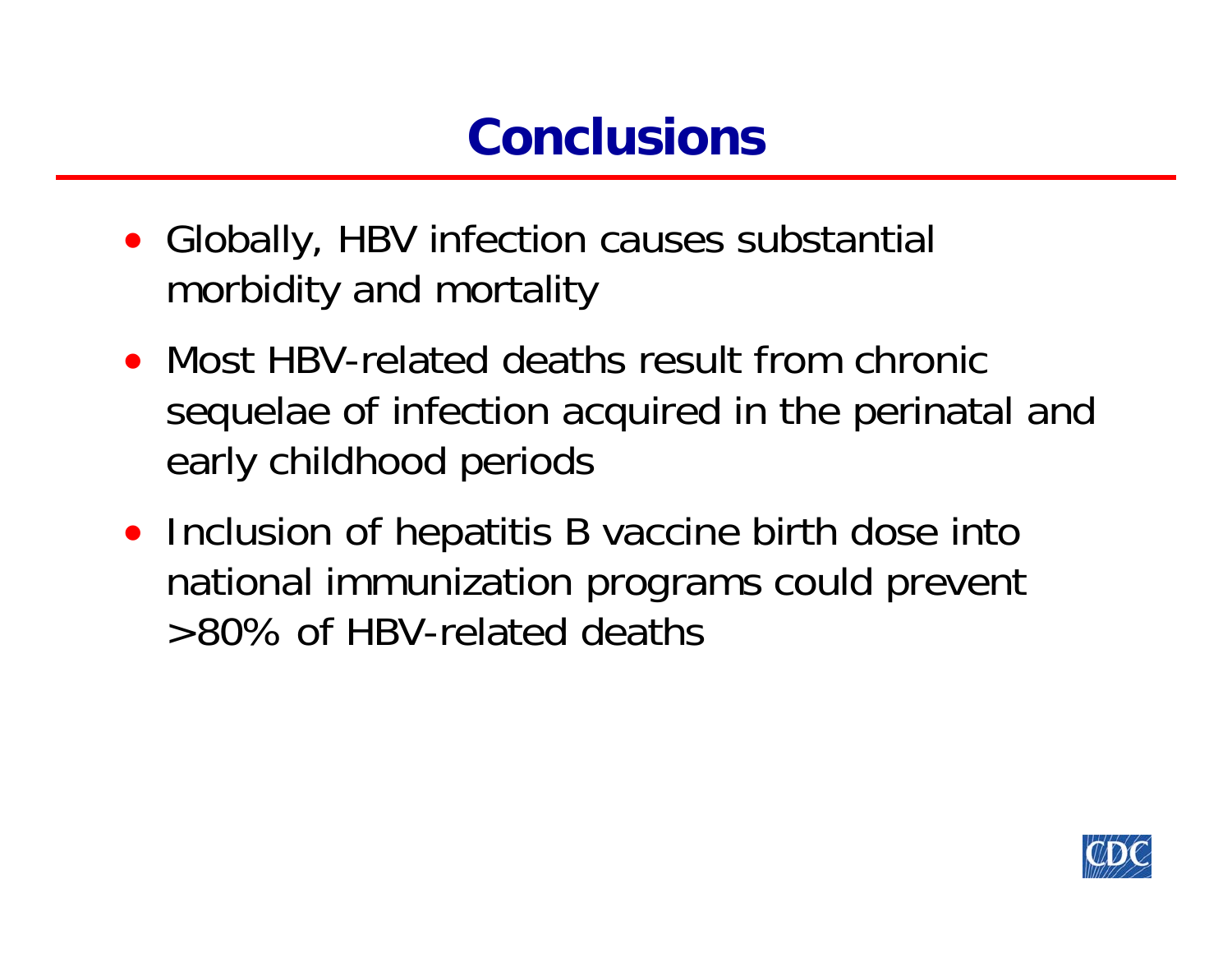# Conclusions

- Globally, HBV infection causes substantial morbidity and mortality
- Most HBV-related deaths result from chronic sequelae of infection acquired in the perinatal and early childhood periods
- Inclusion of hepatitis B vaccine birth dose into national immunization programs could prevent >80% of HBV-related deaths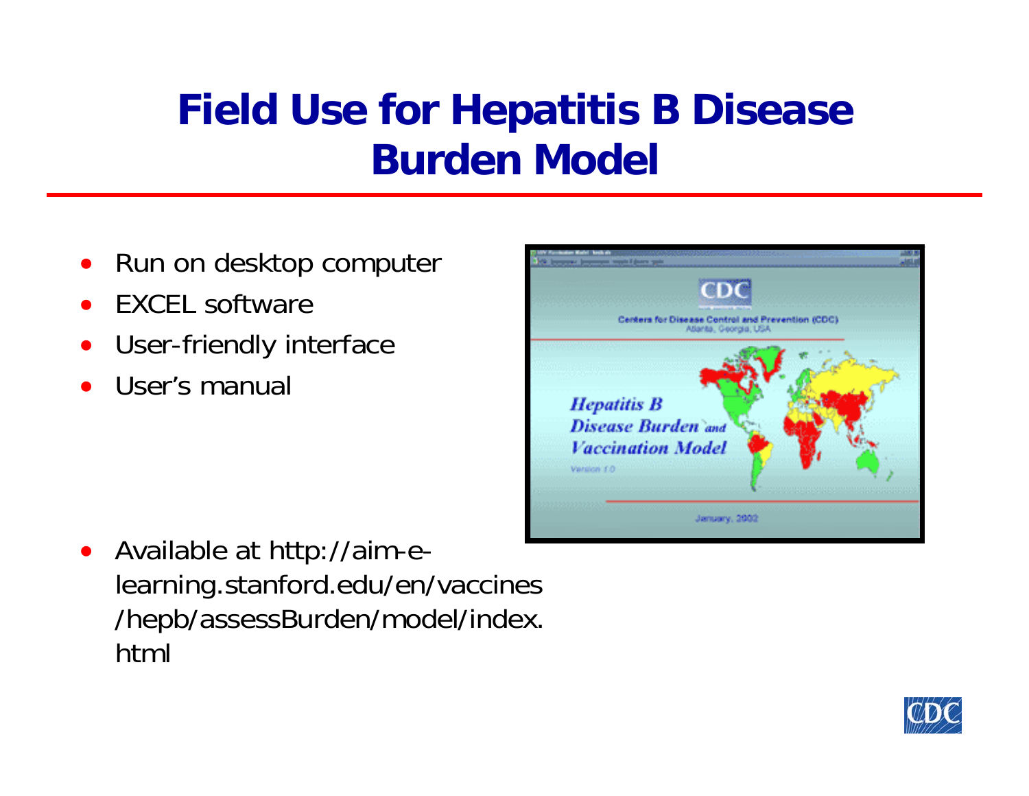# Field Use for Hepatitis B Disease Burden Model

- Run on desktop computer
- EXCEL software
- User-friendly interface
- User's manual

- Available at http://aim-e-learning.stanford.edu/en/vaccines/hepb/assessBurden/model/index.html